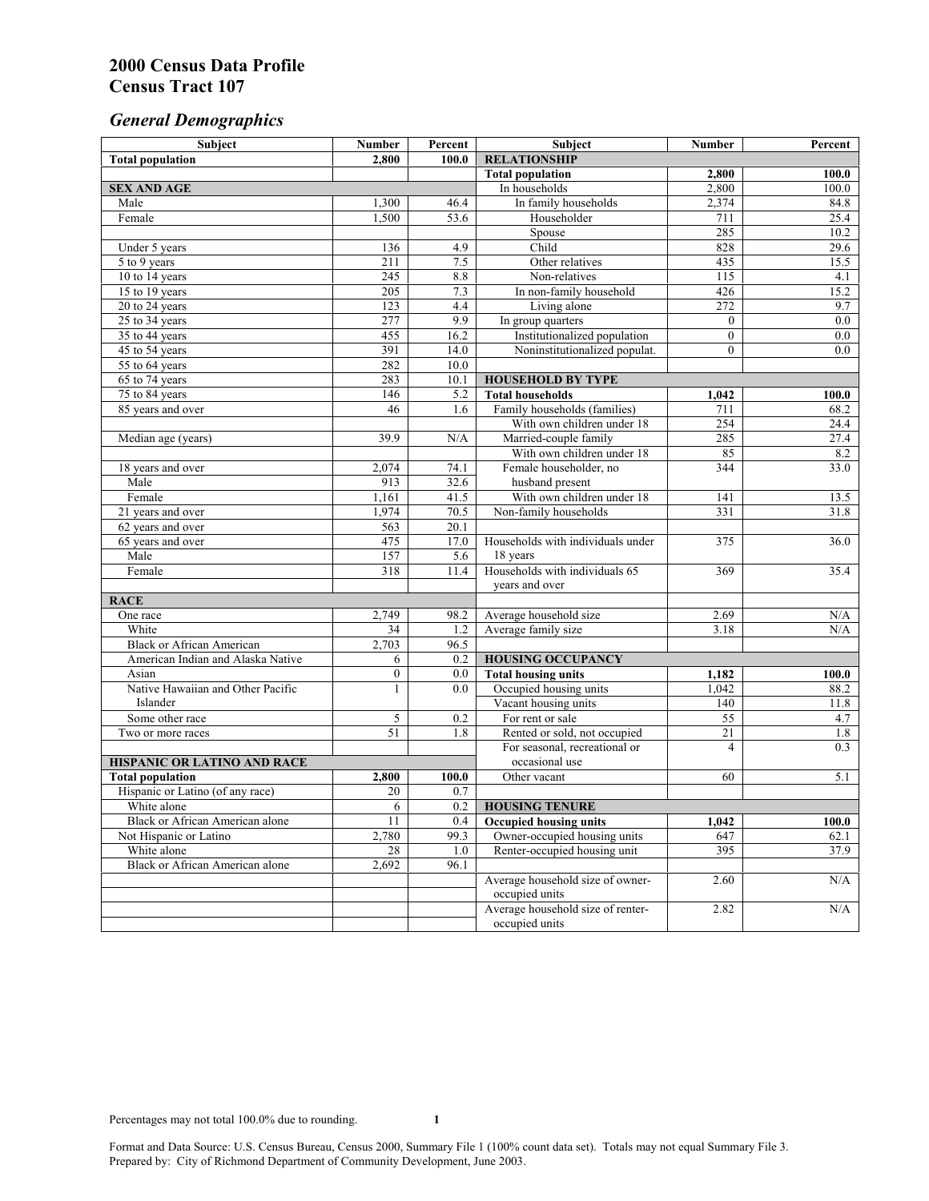# 2000 Census Data Profile
# Census Tract 107

## *General Demographics*

| Subject | Number | Percent | Subject | Number | Percent |
|---|---|---|---|---|---|
| **Total population** | **2,800** | **100.0** | **RELATIONSHIP** | | |
| | | | **Total population** | **2,800** | **100.0** |
| **SEX AND AGE** | | | In households | 2,800 | 100.0 |
| Male | 1,300 | 46.4 | In family households | 2,374 | 84.8 |
| Female | 1,500 | 53.6 | Householder | 711 | 25.4 |
| | | | Spouse | 285 | 10.2 |
| Under 5 years | 136 | 4.9 | Child | 828 | 29.6 |
| 5 to 9 years | 211 | 7.5 | Other relatives | 435 | 15.5 |
| 10 to 14 years | 245 | 8.8 | Non-relatives | 115 | 4.1 |
| 15 to 19 years | 205 | 7.3 | In non-family household | 426 | 15.2 |
| 20 to 24 years | 123 | 4.4 | Living alone | 272 | 9.7 |
| 25 to 34 years | 277 | 9.9 | In group quarters | 0 | 0.0 |
| 35 to 44 years | 455 | 16.2 | Institutionalized population | 0 | 0.0 |
| 45 to 54 years | 391 | 14.0 | Noninstitutionalized populat. | 0 | 0.0 |
| 55 to 64 years | 282 | 10.0 | | | |
| 65 to 74 years | 283 | 10.1 | **HOUSEHOLD BY TYPE** | | |
| 75 to 84 years | 146 | 5.2 | **Total households** | **1,042** | **100.0** |
| 85 years and over | 46 | 1.6 | Family households (families) | 711 | 68.2 |
| | | | With own children under 18 | 254 | 24.4 |
| Median age (years) | 39.9 | N/A | Married-couple family | 285 | 27.4 |
| | | | With own children under 18 | 85 | 8.2 |
| 18 years and over | 2,074 | 74.1 | Female householder, no husband present | 344 | 33.0 |
| Male | 913 | 32.6 | | | |
| Female | 1,161 | 41.5 | With own children under 18 | 141 | 13.5 |
| 21 years and over | 1,974 | 70.5 | Non-family households | 331 | 31.8 |
| 62 years and over | 563 | 20.1 | | | |
| 65 years and over | 475 | 17.0 | Households with individuals under 18 years | 375 | 36.0 |
| Male | 157 | 5.6 | | | |
| Female | 318 | 11.4 | Households with individuals 65 years and over | 369 | 35.4 |
| **RACE** | | | | | |
| One race | 2,749 | 98.2 | Average household size | 2.69 | N/A |
| White | 34 | 1.2 | Average family size | 3.18 | N/A |
| Black or African American | 2,703 | 96.5 | | | |
| American Indian and Alaska Native | 6 | 0.2 | **HOUSING OCCUPANCY** | | |
| Asian | 0 | 0.0 | **Total housing units** | **1,182** | **100.0** |
| Native Hawaiian and Other Pacific Islander | 1 | 0.0 | Occupied housing units | 1,042 | 88.2 |
| | | | Vacant housing units | 140 | 11.8 |
| Some other race | 5 | 0.2 | For rent or sale | 55 | 4.7 |
| Two or more races | 51 | 1.8 | Rented or sold, not occupied | 21 | 1.8 |
| | | | For seasonal, recreational or occasional use | 4 | 0.3 |
| **HISPANIC OR LATINO AND RACE** | | | | | |
| **Total population** | **2,800** | **100.0** | Other vacant | 60 | 5.1 |
| Hispanic or Latino (of any race) | 20 | 0.7 | | | |
| White alone | 6 | 0.2 | **HOUSING TENURE** | | |
| Black or African American alone | 11 | 0.4 | **Occupied housing units** | **1,042** | **100.0** |
| Not Hispanic or Latino | 2,780 | 99.3 | Owner-occupied housing units | 647 | 62.1 |
| White alone | 28 | 1.0 | Renter-occupied housing unit | 395 | 37.9 |
| Black or African American alone | 2,692 | 96.1 | | | |
| | | | Average household size of owner-occupied units | 2.60 | N/A |
| | | | Average household size of renter-occupied units | 2.82 | N/A |

Percentages may not total 100.0% due to rounding.

Format and Data Source: U.S. Census Bureau, Census 2000, Summary File 1 (100% count data set). Totals may not equal Summary File 3.
Prepared by: City of Richmond Department of Community Development, June 2003.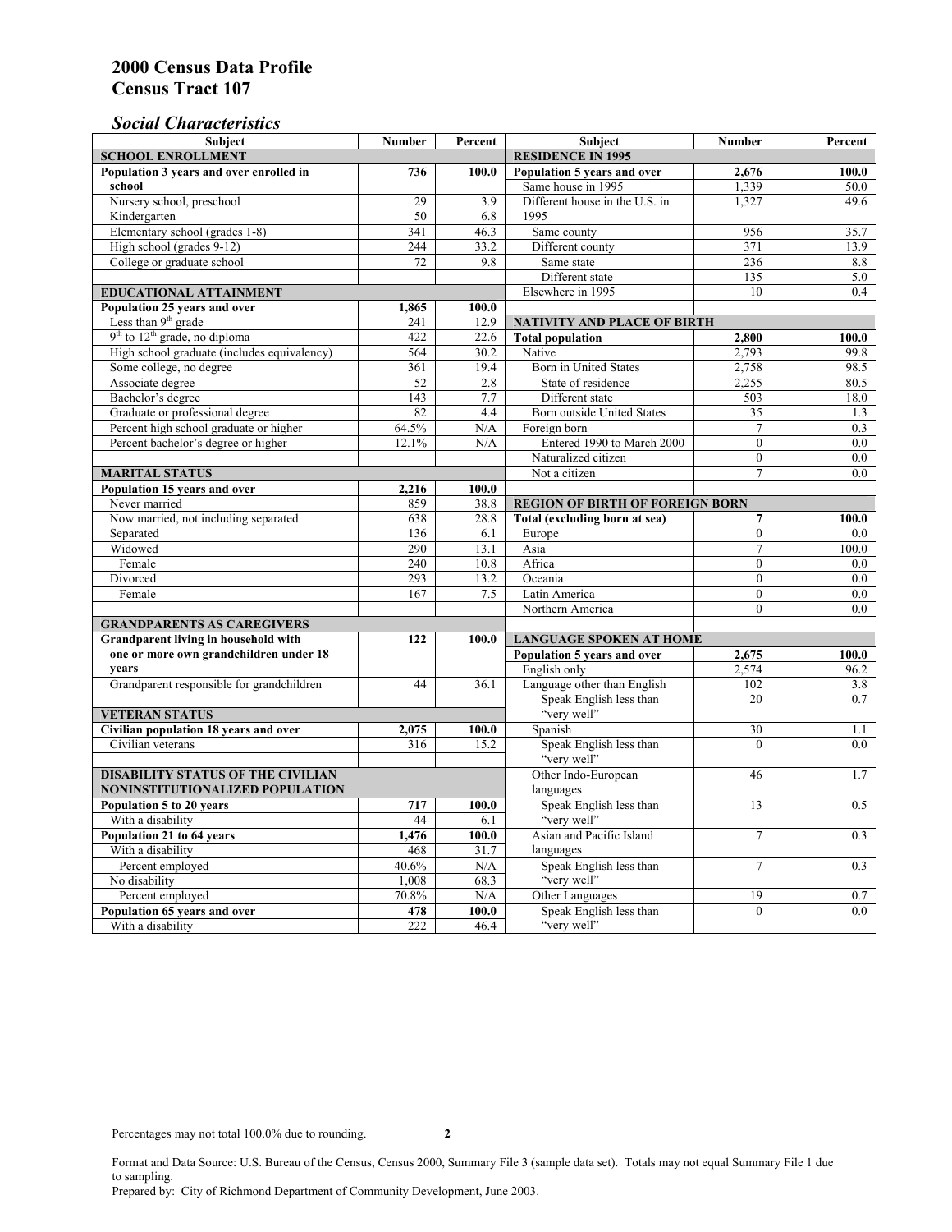# 2000 Census Data Profile
# Census Tract 107

## *Social Characteristics*

| Subject | Number | Percent | Subject | Number | Percent |
|---|---|---|---|---|---|
| **SCHOOL ENROLLMENT** | | | **RESIDENCE IN 1995** | | |
| **Population 3 years and over enrolled in school** | **736** | **100.0** | **Population 5 years and over** | **2,676** | **100.0** |
| Nursery school, preschool | 29 | 3.9 | Same house in 1995 | 1,339 | 50.0 |
| Kindergarten | 50 | 6.8 | Different house in the U.S. in 1995 | 1,327 | 49.6 |
| Elementary school (grades 1-8) | 341 | 46.3 | Same county | 956 | 35.7 |
| High school (grades 9-12) | 244 | 33.2 | Different county | 371 | 13.9 |
| College or graduate school | 72 | 9.8 | Same state | 236 | 8.8 |
| | | | Different state | 135 | 5.0 |
| **EDUCATIONAL ATTAINMENT** | | | Elsewhere in 1995 | 10 | 0.4 |
| **Population 25 years and over** | **1,865** | **100.0** | | | |
| Less than 9th grade | 241 | 12.9 | **NATIVITY AND PLACE OF BIRTH** | | |
| 9th to 12th grade, no diploma | 422 | 22.6 | **Total population** | **2,800** | **100.0** |
| High school graduate (includes equivalency) | 564 | 30.2 | Native | 2,793 | 99.8 |
| Some college, no degree | 361 | 19.4 | Born in United States | 2,758 | 98.5 |
| Associate degree | 52 | 2.8 | State of residence | 2,255 | 80.5 |
| Bachelor's degree | 143 | 7.7 | Different state | 503 | 18.0 |
| Graduate or professional degree | 82 | 4.4 | Born outside United States | 35 | 1.3 |
| Percent high school graduate or higher | 64.5% | N/A | Foreign born | 7 | 0.3 |
| Percent bachelor's degree or higher | 12.1% | N/A | Entered 1990 to March 2000 | 0 | 0.0 |
| | | | Naturalized citizen | 0 | 0.0 |
| **MARITAL STATUS** | | | Not a citizen | 7 | 0.0 |
| **Population 15 years and over** | **2,216** | **100.0** | | | |
| Never married | 859 | 38.8 | **REGION OF BIRTH OF FOREIGN BORN** | | |
| Now married, not including separated | 638 | 28.8 | **Total (excluding born at sea)** | **7** | **100.0** |
| Separated | 136 | 6.1 | Europe | 0 | 0.0 |
| Widowed | 290 | 13.1 | Asia | 7 | 100.0 |
| Female | 240 | 10.8 | Africa | 0 | 0.0 |
| Divorced | 293 | 13.2 | Oceania | 0 | 0.0 |
| Female | 167 | 7.5 | Latin America | 0 | 0.0 |
| | | | Northern America | 0 | 0.0 |
| **GRANDPARENTS AS CAREGIVERS** | | | | | |
| **Grandparent living in household with one or more own grandchildren under 18 years** | **122** | **100.0** | **LANGUAGE SPOKEN AT HOME** | | |
| | | | **Population 5 years and over** | **2,675** | **100.0** |
| | | | English only | 2,574 | 96.2 |
| Grandparent responsible for grandchildren | 44 | 36.1 | Language other than English | 102 | 3.8 |
| | | | Speak English less than "very well" | 20 | 0.7 |
| **VETERAN STATUS** | | | | | |
| **Civilian population 18 years and over** | **2,075** | **100.0** | Spanish | 30 | 1.1 |
| Civilian veterans | 316 | 15.2 | Speak English less than "very well" | 0 | 0.0 |
| **DISABILITY STATUS OF THE CIVILIAN NONINSTITUTIONALIZED POPULATION** | | | Other Indo-European languages | 46 | 1.7 |
| **Population 5 to 20 years** | **717** | **100.0** | Speak English less than "very well" | 13 | 0.5 |
| With a disability | 44 | 6.1 | | | |
| **Population 21 to 64 years** | **1,476** | **100.0** | Asian and Pacific Island languages | 7 | 0.3 |
| With a disability | 468 | 31.7 | | | |
| Percent employed | 40.6% | N/A | Speak English less than "very well" | 7 | 0.3 |
| No disability | 1,008 | 68.3 | | | |
| Percent employed | 70.8% | N/A | Other Languages | 19 | 0.7 |
| **Population 65 years and over** | **478** | **100.0** | Speak English less than "very well" | 0 | 0.0 |
| With a disability | 222 | 46.4 | | | |

Percentages may not total 100.0% due to rounding.

Format and Data Source: U.S. Bureau of the Census, Census 2000, Summary File 3 (sample data set). Totals may not equal Summary File 1 due to sampling.
Prepared by: City of Richmond Department of Community Development, June 2003.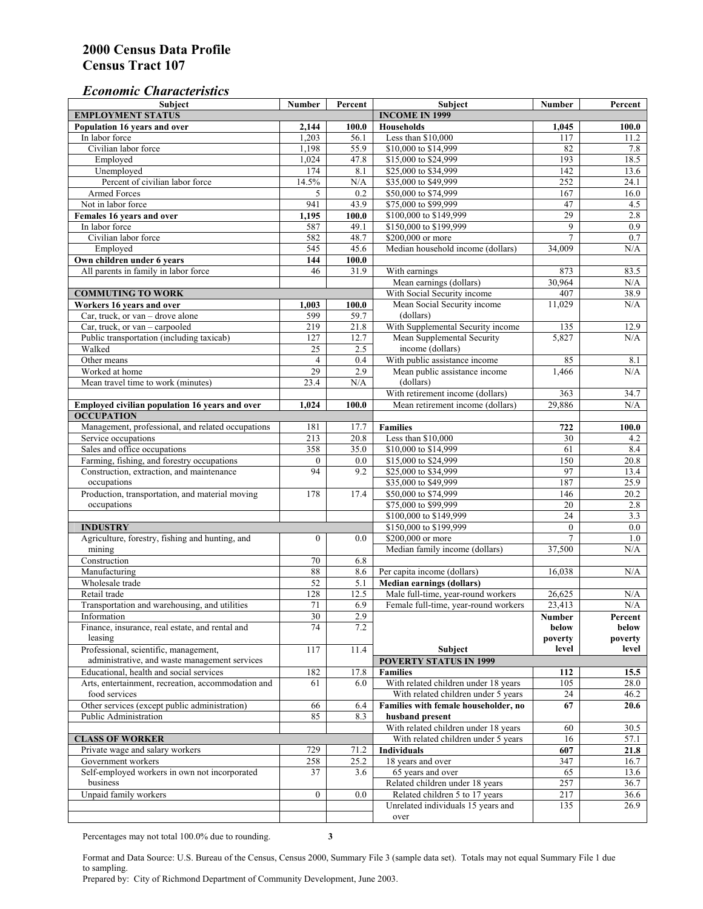# 2000 Census Data Profile
# Census Tract 107

## *Economic Characteristics*

| Subject | Number | Percent |
|---|---|---|
| **EMPLOYMENT STATUS** | | |
| **Population 16 years and over** | **2,144** | **100.0** |
| In labor force | 1,203 | 56.1 |
| Civilian labor force | 1,198 | 55.9 |
| Employed | 1,024 | 47.8 |
| Unemployed | 174 | 8.1 |
| Percent of civilian labor force | 14.5% | N/A |
| Armed Forces | 5 | 0.2 |
| Not in labor force | 941 | 43.9 |
| **Females 16 years and over** | **1,195** | **100.0** |
| In labor force | 587 | 49.1 |
| Civilian labor force | 582 | 48.7 |
| Employed | 545 | 45.6 |
| **Own children under 6 years** | **144** | **100.0** |
| All parents in family in labor force | 46 | 31.9 |
| **COMMUTING TO WORK** | | |
| **Workers 16 years and over** | **1,003** | **100.0** |
| Car, truck, or van – drove alone | 599 | 59.7 |
| Car, truck, or van – carpooled | 219 | 21.8 |
| Public transportation (including taxicab) | 127 | 12.7 |
| Walked | 25 | 2.5 |
| Other means | 4 | 0.4 |
| Worked at home | 29 | 2.9 |
| Mean travel time to work (minutes) | 23.4 | N/A |
| **Employed civilian population 16 years and over** | **1,024** | **100.0** |
| **OCCUPATION** | | |
| Management, professional, and related occupations | 181 | 17.7 |
| Service occupations | 213 | 20.8 |
| Sales and office occupations | 358 | 35.0 |
| Farming, fishing, and forestry occupations | 0 | 0.0 |
| Construction, extraction, and maintenance occupations | 94 | 9.2 |
| Production, transportation, and material moving occupations | 178 | 17.4 |
| **INDUSTRY** | | |
| Agriculture, forestry, fishing and hunting, and mining | 0 | 0.0 |
| Construction | 70 | 6.8 |
| Manufacturing | 88 | 8.6 |
| Wholesale trade | 52 | 5.1 |
| Retail trade | 128 | 12.5 |
| Transportation and warehousing, and utilities | 71 | 6.9 |
| Information | 30 | 2.9 |
| Finance, insurance, real estate, and rental and leasing | 74 | 7.2 |
| Professional, scientific, management, administrative, and waste management services | 117 | 11.4 |
| Educational, health and social services | 182 | 17.8 |
| Arts, entertainment, recreation, accommodation and food services | 61 | 6.0 |
| Other services (except public administration) | 66 | 6.4 |
| Public Administration | 85 | 8.3 |
| **CLASS OF WORKER** | | |
| Private wage and salary workers | 729 | 71.2 |
| Government workers | 258 | 25.2 |
| Self-employed workers in own not incorporated business | 37 | 3.6 |
| Unpaid family workers | 0 | 0.0 |

| Subject | Number | Percent |
|---|---|---|
| **INCOME IN 1999** | | |
| **Households** | **1,045** | **100.0** |
| Less than $10,000 | 117 | 11.2 |
| $10,000 to $14,999 | 82 | 7.8 |
| $15,000 to $24,999 | 193 | 18.5 |
| $25,000 to $34,999 | 142 | 13.6 |
| $35,000 to $49,999 | 252 | 24.1 |
| $50,000 to $74,999 | 167 | 16.0 |
| $75,000 to $99,999 | 47 | 4.5 |
| $100,000 to $149,999 | 29 | 2.8 |
| $150,000 to $199,999 | 9 | 0.9 |
| $200,000 or more | 7 | 0.7 |
| Median household income (dollars) | 34,009 | N/A |
| With earnings | 873 | 83.5 |
| Mean earnings (dollars) | 30,964 | N/A |
| With Social Security income | 407 | 38.9 |
| Mean Social Security income (dollars) | 11,029 | N/A |
| With Supplemental Security income | 135 | 12.9 |
| Mean Supplemental Security income (dollars) | 5,827 | N/A |
| With public assistance income | 85 | 8.1 |
| Mean public assistance income (dollars) | 1,466 | N/A |
| With retirement income (dollars) | 363 | 34.7 |
| Mean retirement income (dollars) | 29,886 | N/A |
| **Families** | **722** | **100.0** |
| Less than $10,000 | 30 | 4.2 |
| $10,000 to $14,999 | 61 | 8.4 |
| $15,000 to $24,999 | 150 | 20.8 |
| $25,000 to $34,999 | 97 | 13.4 |
| $35,000 to $49,999 | 187 | 25.9 |
| $50,000 to $74,999 | 146 | 20.2 |
| $75,000 to $99,999 | 20 | 2.8 |
| $100,000 to $149,999 | 24 | 3.3 |
| $150,000 to $199,999 | 0 | 0.0 |
| $200,000 or more | 7 | 1.0 |
| Median family income (dollars) | 37,500 | N/A |
| Per capita income (dollars) | 16,038 | N/A |
| **Median earnings (dollars)** | | |
| Male full-time, year-round workers | 26,625 | N/A |
| Female full-time, year-round workers | 23,413 | N/A |

| Subject | Number below poverty level | Percent below poverty level |
|---|---|---|
| **POVERTY STATUS IN 1999** | | |
| **Families** | **112** | **15.5** |
| With related children under 18 years | 105 | 28.0 |
| With related children under 5 years | 24 | 46.2 |
| **Families with female householder, no husband present** | **67** | **20.6** |
| With related children under 18 years | 60 | 30.5 |
| With related children under 5 years | 16 | 57.1 |
| **Individuals** | **607** | **21.8** |
| 18 years and over | 347 | 16.7 |
| 65 years and over | 65 | 13.6 |
| Related children under 18 years | 257 | 36.7 |
| Related children 5 to 17 years | 217 | 36.6 |
| Unrelated individuals 15 years and over | 135 | 26.9 |

Percentages may not total 100.0% due to rounding.

Format and Data Source: U.S. Bureau of the Census, Census 2000, Summary File 3 (sample data set). Totals may not equal Summary File 1 due to sampling.
Prepared by: City of Richmond Department of Community Development, June 2003.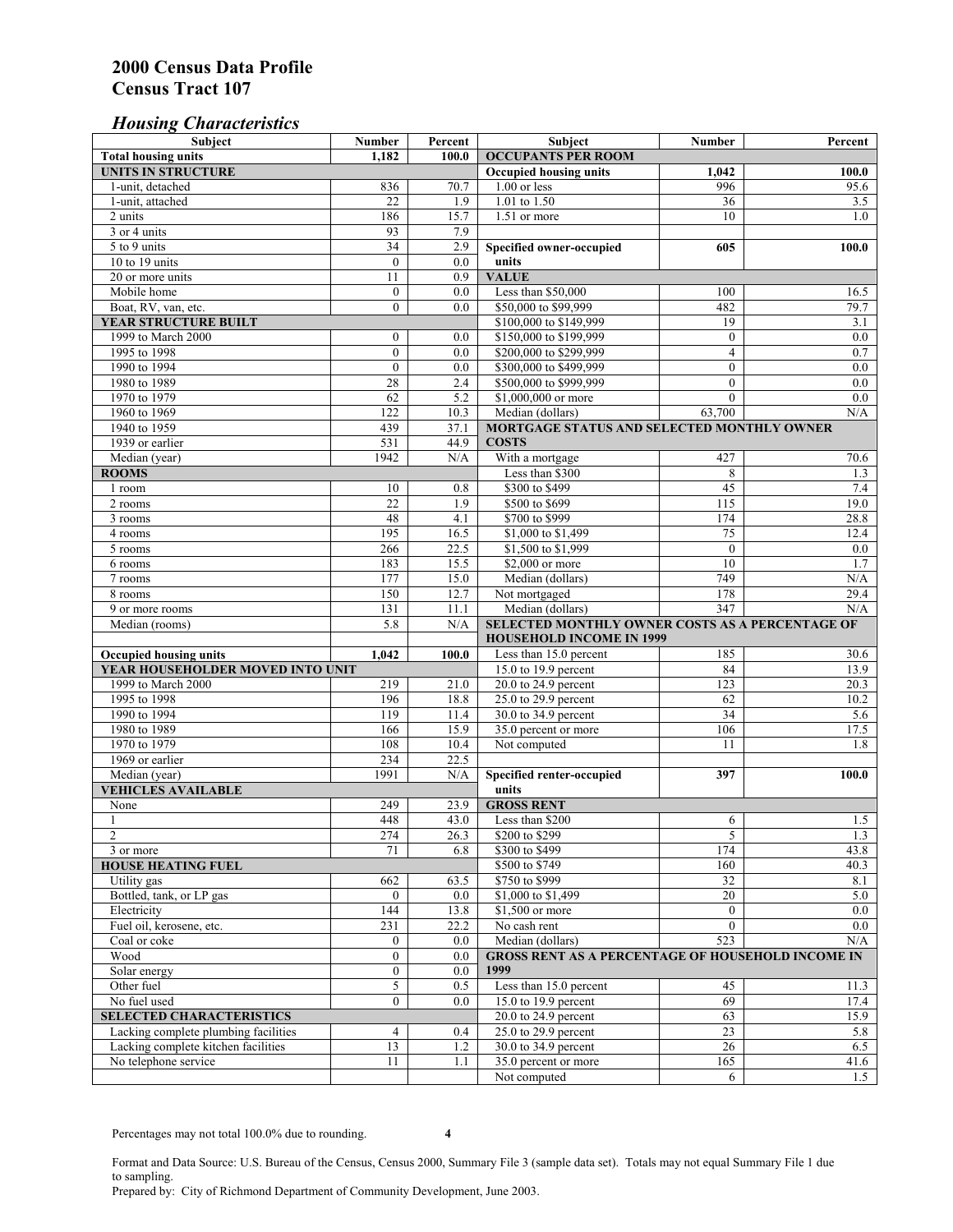# 2000 Census Data Profile
# Census Tract 107

## *Housing Characteristics*

| Subject | Number | Percent | Subject | Number | Percent |
|---|---|---|---|---|---|
| **Total housing units** | **1,182** | **100.0** | **OCCUPANTS PER ROOM** | | |
| **UNITS IN STRUCTURE** | | | **Occupied housing units** | **1,042** | **100.0** |
| 1-unit, detached | 836 | 70.7 | 1.00 or less | 996 | 95.6 |
| 1-unit, attached | 22 | 1.9 | 1.01 to 1.50 | 36 | 3.5 |
| 2 units | 186 | 15.7 | 1.51 or more | 10 | 1.0 |
| 3 or 4 units | 93 | 7.9 | | | |
| 5 to 9 units | 34 | 2.9 | **Specified owner-occupied units** | **605** | **100.0** |
| 10 to 19 units | 0 | 0.0 | | | |
| 20 or more units | 11 | 0.9 | **VALUE** | | |
| Mobile home | 0 | 0.0 | Less than $50,000 | 100 | 16.5 |
| Boat, RV, van, etc. | 0 | 0.0 | $50,000 to $99,999 | 482 | 79.7 |
| **YEAR STRUCTURE BUILT** | | | $100,000 to $149,999 | 19 | 3.1 |
| 1999 to March 2000 | 0 | 0.0 | $150,000 to $199,999 | 0 | 0.0 |
| 1995 to 1998 | 0 | 0.0 | $200,000 to $299,999 | 4 | 0.7 |
| 1990 to 1994 | 0 | 0.0 | $300,000 to $499,999 | 0 | 0.0 |
| 1980 to 1989 | 28 | 2.4 | $500,000 to $999,999 | 0 | 0.0 |
| 1970 to 1979 | 62 | 5.2 | $1,000,000 or more | 0 | 0.0 |
| 1960 to 1969 | 122 | 10.3 | Median (dollars) | 63,700 | N/A |
| 1940 to 1959 | 439 | 37.1 | **MORTGAGE STATUS AND SELECTED MONTHLY OWNER COSTS** | | |
| 1939 or earlier | 531 | 44.9 | | | |
| Median (year) | 1942 | N/A | With a mortgage | 427 | 70.6 |
| **ROOMS** | | | Less than $300 | 8 | 1.3 |
| 1 room | 10 | 0.8 | $300 to $499 | 45 | 7.4 |
| 2 rooms | 22 | 1.9 | $500 to $699 | 115 | 19.0 |
| 3 rooms | 48 | 4.1 | $700 to $999 | 174 | 28.8 |
| 4 rooms | 195 | 16.5 | $1,000 to $1,499 | 75 | 12.4 |
| 5 rooms | 266 | 22.5 | $1,500 to $1,999 | 0 | 0.0 |
| 6 rooms | 183 | 15.5 | $2,000 or more | 10 | 1.7 |
| 7 rooms | 177 | 15.0 | Median (dollars) | 749 | N/A |
| 8 rooms | 150 | 12.7 | Not mortgaged | 178 | 29.4 |
| 9 or more rooms | 131 | 11.1 | Median (dollars) | 347 | N/A |
| Median (rooms) | 5.8 | N/A | **SELECTED MONTHLY OWNER COSTS AS A PERCENTAGE OF HOUSEHOLD INCOME IN 1999** | | |
| | | | | | |
| **Occupied housing units** | **1,042** | **100.0** | Less than 15.0 percent | 185 | 30.6 |
| **YEAR HOUSEHOLDER MOVED INTO UNIT** | | | 15.0 to 19.9 percent | 84 | 13.9 |
| 1999 to March 2000 | 219 | 21.0 | 20.0 to 24.9 percent | 123 | 20.3 |
| 1995 to 1998 | 196 | 18.8 | 25.0 to 29.9 percent | 62 | 10.2 |
| 1990 to 1994 | 119 | 11.4 | 30.0 to 34.9 percent | 34 | 5.6 |
| 1980 to 1989 | 166 | 15.9 | 35.0 percent or more | 106 | 17.5 |
| 1970 to 1979 | 108 | 10.4 | Not computed | 11 | 1.8 |
| 1969 or earlier | 234 | 22.5 | | | |
| Median (year) | 1991 | N/A | **Specified renter-occupied units** | **397** | **100.0** |
| **VEHICLES AVAILABLE** | | | | | |
| None | 249 | 23.9 | **GROSS RENT** | | |
| 1 | 448 | 43.0 | Less than $200 | 6 | 1.5 |
| 2 | 274 | 26.3 | $200 to $299 | 5 | 1.3 |
| 3 or more | 71 | 6.8 | $300 to $499 | 174 | 43.8 |
| **HOUSE HEATING FUEL** | | | $500 to $749 | 160 | 40.3 |
| Utility gas | 662 | 63.5 | $750 to $999 | 32 | 8.1 |
| Bottled, tank, or LP gas | 0 | 0.0 | $1,000 to $1,499 | 20 | 5.0 |
| Electricity | 144 | 13.8 | $1,500 or more | 0 | 0.0 |
| Fuel oil, kerosene, etc. | 231 | 22.2 | No cash rent | 0 | 0.0 |
| Coal or coke | 0 | 0.0 | Median (dollars) | 523 | N/A |
| Wood | 0 | 0.0 | **GROSS RENT AS A PERCENTAGE OF HOUSEHOLD INCOME IN 1999** | | |
| Solar energy | 0 | 0.0 | | | |
| Other fuel | 5 | 0.5 | Less than 15.0 percent | 45 | 11.3 |
| No fuel used | 0 | 0.0 | 15.0 to 19.9 percent | 69 | 17.4 |
| **SELECTED CHARACTERISTICS** | | | 20.0 to 24.9 percent | 63 | 15.9 |
| Lacking complete plumbing facilities | 4 | 0.4 | 25.0 to 29.9 percent | 23 | 5.8 |
| Lacking complete kitchen facilities | 13 | 1.2 | 30.0 to 34.9 percent | 26 | 6.5 |
| No telephone service | 11 | 1.1 | 35.0 percent or more | 165 | 41.6 |
| | | | Not computed | 6 | 1.5 |

Percentages may not total 100.0% due to rounding.

Format and Data Source: U.S. Bureau of the Census, Census 2000, Summary File 3 (sample data set). Totals may not equal Summary File 1 due to sampling.
Prepared by: City of Richmond Department of Community Development, June 2003.